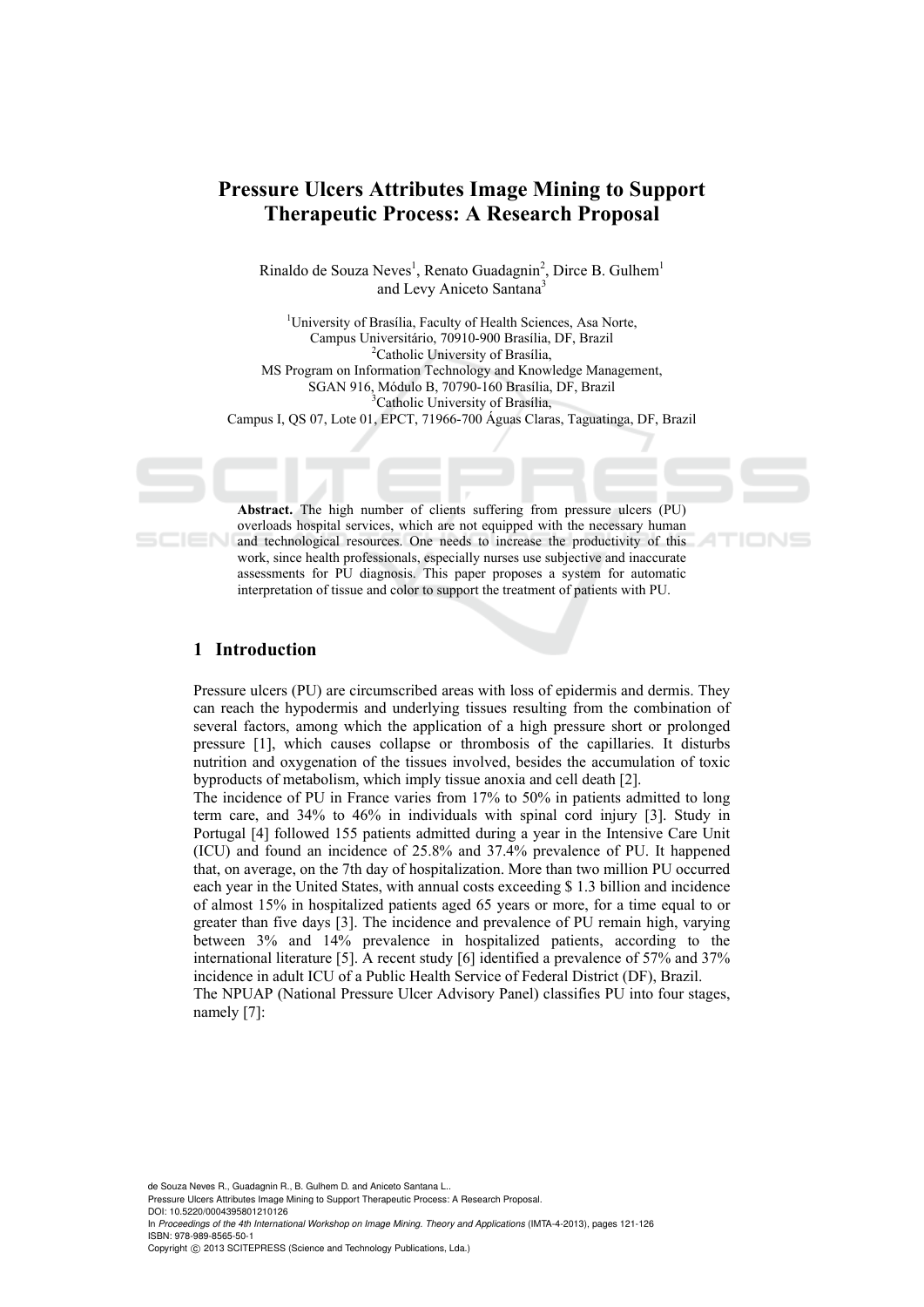// Pressure Ulcers Attributes Image Mining to Support Therapeutic Process: A Research Proposal

Rinaldo de Souza Neves[1], Renato Guadagnin[2], Dirce B. Gulhem[1] and Levy Aniceto Santana[3]

[1]University of Brasília, Faculty of Health Sciences, Asa Norte, Campus Universitário, 70910-900 Brasília, DF, Brazil
[2]Catholic University of Brasília, MS Program on Information Technology and Knowledge Management, SGAN 916, Módulo B, 70790-160 Brasília, DF, Brazil
[3]Catholic University of Brasília, Campus I, QS 07, Lote 01, EPCT, 71966-700 Águas Claras, Taguatinga, DF, Brazil

**Abstract.** The high number of clients suffering from pressure ulcers (PU) overloads hospital services, which are not equipped with the necessary human and technological resources. One needs to increase the productivity of this work, since health professionals, especially nurses use subjective and inaccurate assessments for PU diagnosis. This paper proposes a system for automatic interpretation of tissue and color to support the treatment of patients with PU.

## 1 Introduction

Pressure ulcers (PU) are circumscribed areas with loss of epidermis and dermis. They can reach the hypodermis and underlying tissues resulting from the combination of several factors, among which the application of a high pressure short or prolonged pressure [1], which causes collapse or thrombosis of the capillaries. It disturbs nutrition and oxygenation of the tissues involved, besides the accumulation of toxic byproducts of metabolism, which imply tissue anoxia and cell death [2].

The incidence of PU in France varies from 17% to 50% in patients admitted to long term care, and 34% to 46% in individuals with spinal cord injury [3]. Study in Portugal [4] followed 155 patients admitted during a year in the Intensive Care Unit (ICU) and found an incidence of 25.8% and 37.4% prevalence of PU. It happened that, on average, on the 7th day of hospitalization. More than two million PU occurred each year in the United States, with annual costs exceeding \$ 1.3 billion and incidence of almost 15% in hospitalized patients aged 65 years or more, for a time equal to or greater than five days [3]. The incidence and prevalence of PU remain high, varying between 3% and 14% prevalence in hospitalized patients, according to the international literature [5]. A recent study [6] identified a prevalence of 57% and 37% incidence in adult ICU of a Public Health Service of Federal District (DF), Brazil.

The NPUAP (National Pressure Ulcer Advisory Panel) classifies PU into four stages, namely [7]:

de Souza Neves R., Guadagnin R., B. Gulhem D. and Aniceto Santana L..
Pressure Ulcers Attributes Image Mining to Support Therapeutic Process: A Research Proposal.
DOI: 10.5220/0004395801210126
In *Proceedings of the 4th International Workshop on Image Mining. Theory and Applications* (IMTA-4-2013), pages 121-126
ISBN: 978-989-8565-50-1
Copyright © 2013 SCITEPRESS (Science and Technology Publications, Lda.)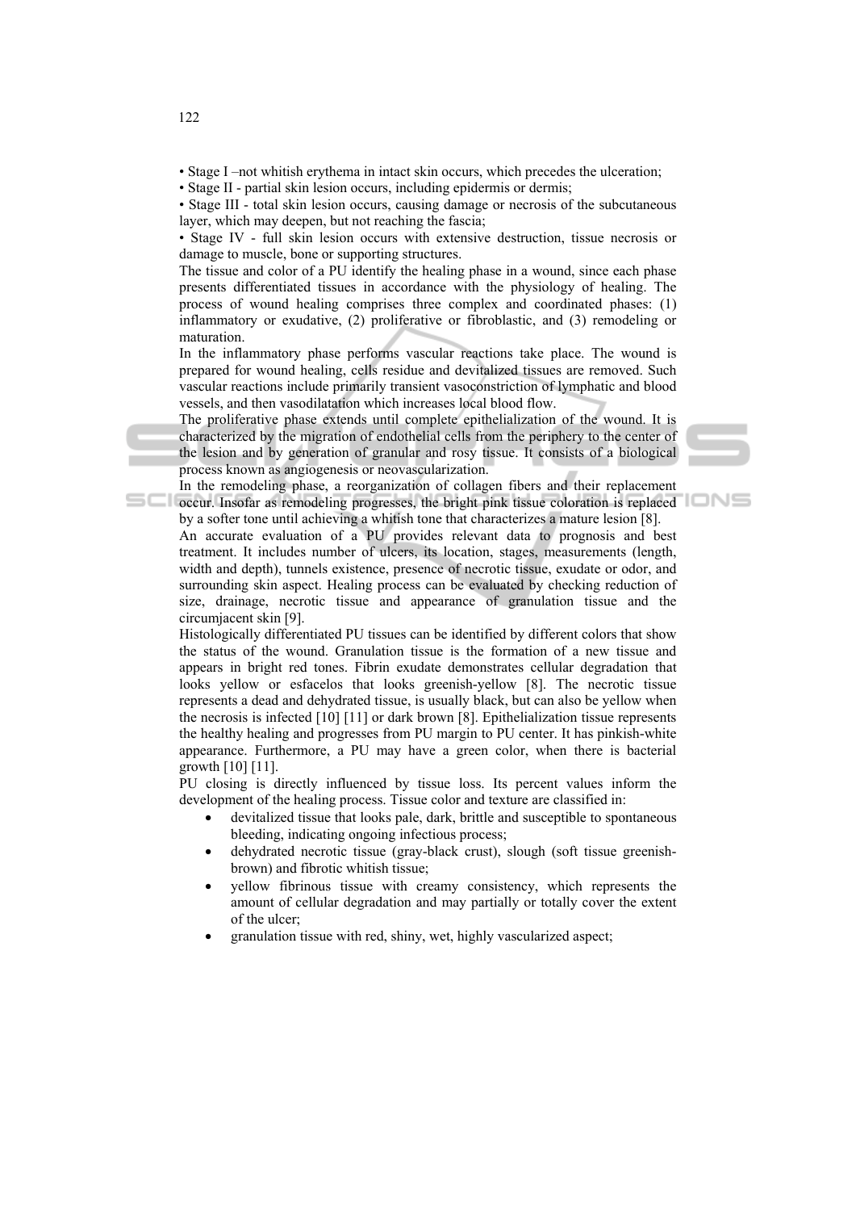• Stage I –not whitish erythema in intact skin occurs, which precedes the ulceration;
• Stage II - partial skin lesion occurs, including epidermis or dermis;
• Stage III - total skin lesion occurs, causing damage or necrosis of the subcutaneous layer, which may deepen, but not reaching the fascia;
• Stage IV - full skin lesion occurs with extensive destruction, tissue necrosis or damage to muscle, bone or supporting structures.

The tissue and color of a PU identify the healing phase in a wound, since each phase presents differentiated tissues in accordance with the physiology of healing. The process of wound healing comprises three complex and coordinated phases: (1) inflammatory or exudative, (2) proliferative or fibroblastic, and (3) remodeling or maturation.

In the inflammatory phase performs vascular reactions take place. The wound is prepared for wound healing, cells residue and devitalized tissues are removed. Such vascular reactions include primarily transient vasoconstriction of lymphatic and blood vessels, and then vasodilatation which increases local blood flow.

The proliferative phase extends until complete epithelialization of the wound. It is characterized by the migration of endothelial cells from the periphery to the center of the lesion and by generation of granular and rosy tissue. It consists of a biological process known as angiogenesis or neovascularization.

In the remodeling phase, a reorganization of collagen fibers and their replacement occur. Insofar as remodeling progresses, the bright pink tissue coloration is replaced by a softer tone until achieving a whitish tone that characterizes a mature lesion [8].

An accurate evaluation of a PU provides relevant data to prognosis and best treatment. It includes number of ulcers, its location, stages, measurements (length, width and depth), tunnels existence, presence of necrotic tissue, exudate or odor, and surrounding skin aspect. Healing process can be evaluated by checking reduction of size, drainage, necrotic tissue and appearance of granulation tissue and the circumjacent skin [9].

Histologically differentiated PU tissues can be identified by different colors that show the status of the wound. Granulation tissue is the formation of a new tissue and appears in bright red tones. Fibrin exudate demonstrates cellular degradation that looks yellow or esfacelos that looks greenish-yellow [8]. The necrotic tissue represents a dead and dehydrated tissue, is usually black, but can also be yellow when the necrosis is infected [10] [11] or dark brown [8]. Epithelialization tissue represents the healthy healing and progresses from PU margin to PU center. It has pinkish-white appearance. Furthermore, a PU may have a green color, when there is bacterial growth [10] [11].

PU closing is directly influenced by tissue loss. Its percent values inform the development of the healing process. Tissue color and texture are classified in:

- devitalized tissue that looks pale, dark, brittle and susceptible to spontaneous bleeding, indicating ongoing infectious process;
- dehydrated necrotic tissue (gray-black crust), slough (soft tissue greenish-brown) and fibrotic whitish tissue;
- yellow fibrinous tissue with creamy consistency, which represents the amount of cellular degradation and may partially or totally cover the extent of the ulcer;
- granulation tissue with red, shiny, wet, highly vascularized aspect;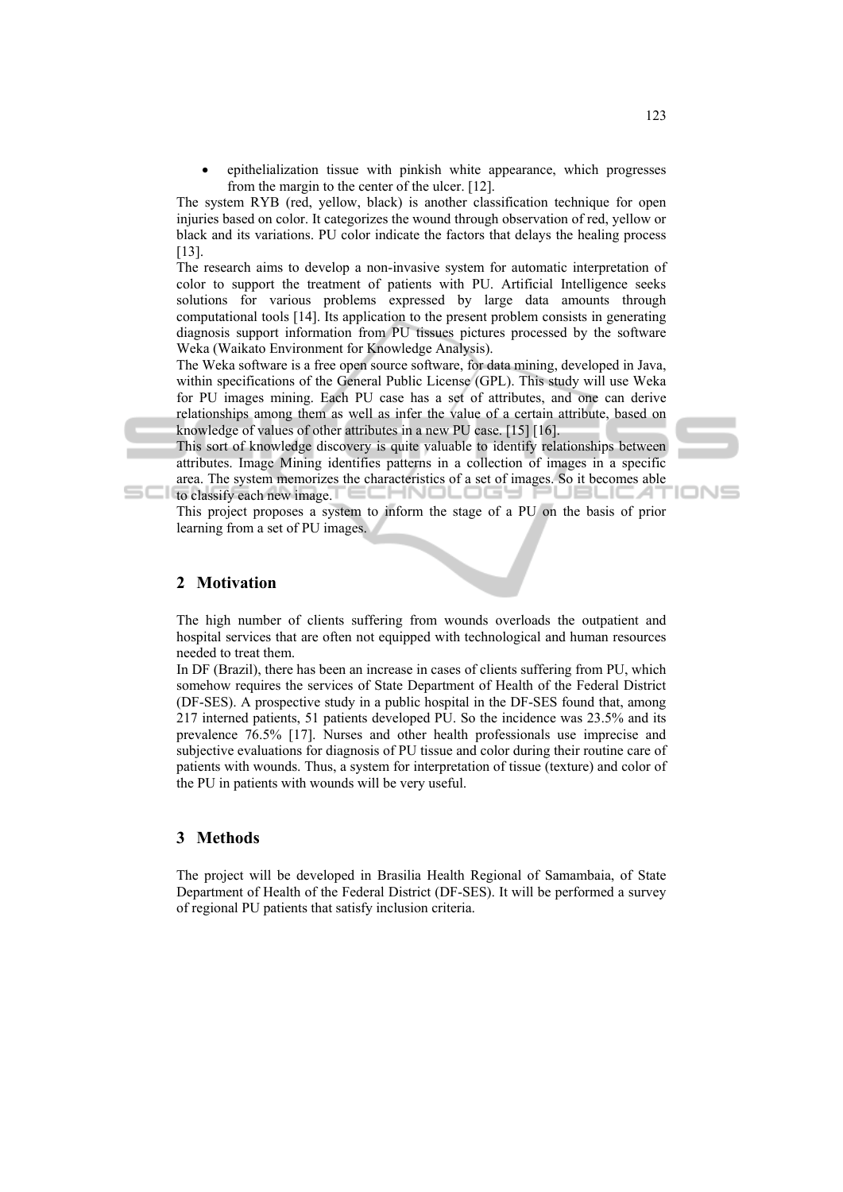- epithelialization tissue with pinkish white appearance, which progresses from the margin to the center of the ulcer. [12].

The system RYB (red, yellow, black) is another classification technique for open injuries based on color. It categorizes the wound through observation of red, yellow or black and its variations. PU color indicate the factors that delays the healing process [13].

The research aims to develop a non-invasive system for automatic interpretation of color to support the treatment of patients with PU. Artificial Intelligence seeks solutions for various problems expressed by large data amounts through computational tools [14]. Its application to the present problem consists in generating diagnosis support information from PU tissues pictures processed by the software Weka (Waikato Environment for Knowledge Analysis).

The Weka software is a free open source software, for data mining, developed in Java, within specifications of the General Public License (GPL). This study will use Weka for PU images mining. Each PU case has a set of attributes, and one can derive relationships among them as well as infer the value of a certain attribute, based on knowledge of values of other attributes in a new PU case. [15] [16].

This sort of knowledge discovery is quite valuable to identify relationships between attributes. Image Mining identifies patterns in a collection of images in a specific area. The system memorizes the characteristics of a set of images. So it becomes able to classify each new image.

This project proposes a system to inform the stage of a PU on the basis of prior learning from a set of PU images.

## 2 Motivation

The high number of clients suffering from wounds overloads the outpatient and hospital services that are often not equipped with technological and human resources needed to treat them.

In DF (Brazil), there has been an increase in cases of clients suffering from PU, which somehow requires the services of State Department of Health of the Federal District (DF-SES). A prospective study in a public hospital in the DF-SES found that, among 217 interned patients, 51 patients developed PU. So the incidence was 23.5% and its prevalence 76.5% [17]. Nurses and other health professionals use imprecise and subjective evaluations for diagnosis of PU tissue and color during their routine care of patients with wounds. Thus, a system for interpretation of tissue (texture) and color of the PU in patients with wounds will be very useful.

## 3 Methods

The project will be developed in Brasilia Health Regional of Samambaia, of State Department of Health of the Federal District (DF-SES). It will be performed a survey of regional PU patients that satisfy inclusion criteria.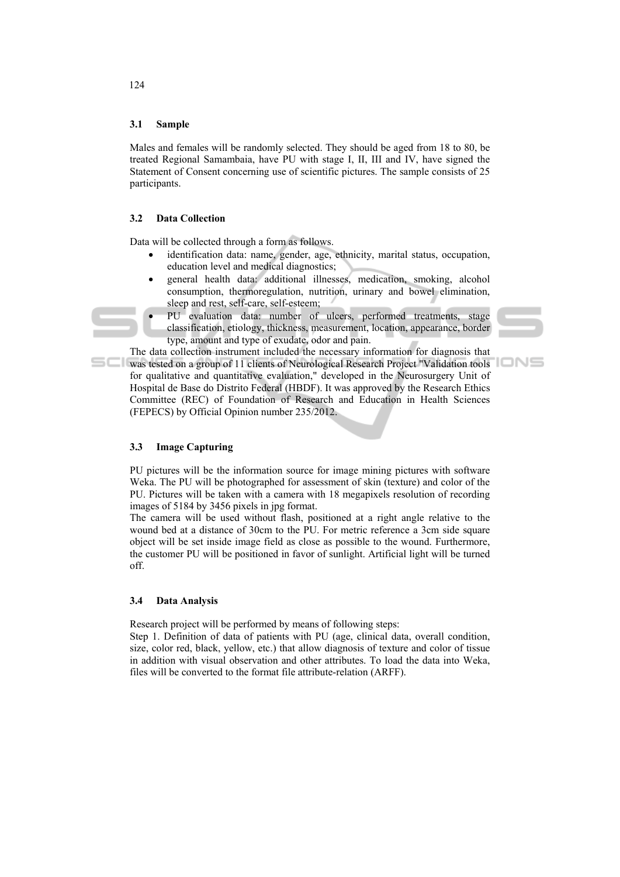### 3.1 Sample

Males and females will be randomly selected. They should be aged from 18 to 80, be treated Regional Samambaia, have PU with stage I, II, III and IV, have signed the Statement of Consent concerning use of scientific pictures. The sample consists of 25 participants.

### 3.2 Data Collection

Data will be collected through a form as follows.

- identification data: name, gender, age, ethnicity, marital status, occupation, education level and medical diagnostics;
- general health data: additional illnesses, medication, smoking, alcohol consumption, thermoregulation, nutrition, urinary and bowel elimination, sleep and rest, self-care, self-esteem;
- PU evaluation data: number of ulcers, performed treatments, stage classification, etiology, thickness, measurement, location, appearance, border type, amount and type of exudate, odor and pain.

The data collection instrument included the necessary information for diagnosis that was tested on a group of 11 clients of Neurological Research Project "Validation tools for qualitative and quantitative evaluation," developed in the Neurosurgery Unit of Hospital de Base do Distrito Federal (HBDF). It was approved by the Research Ethics Committee (REC) of Foundation of Research and Education in Health Sciences (FEPECS) by Official Opinion number 235/2012.

### 3.3 Image Capturing

PU pictures will be the information source for image mining pictures with software Weka. The PU will be photographed for assessment of skin (texture) and color of the PU. Pictures will be taken with a camera with 18 megapixels resolution of recording images of 5184 by 3456 pixels in jpg format.

The camera will be used without flash, positioned at a right angle relative to the wound bed at a distance of 30cm to the PU. For metric reference a 3cm side square object will be set inside image field as close as possible to the wound. Furthermore, the customer PU will be positioned in favor of sunlight. Artificial light will be turned off.

### 3.4 Data Analysis

Research project will be performed by means of following steps:

Step 1. Definition of data of patients with PU (age, clinical data, overall condition, size, color red, black, yellow, etc.) that allow diagnosis of texture and color of tissue in addition with visual observation and other attributes. To load the data into Weka, files will be converted to the format file attribute-relation (ARFF).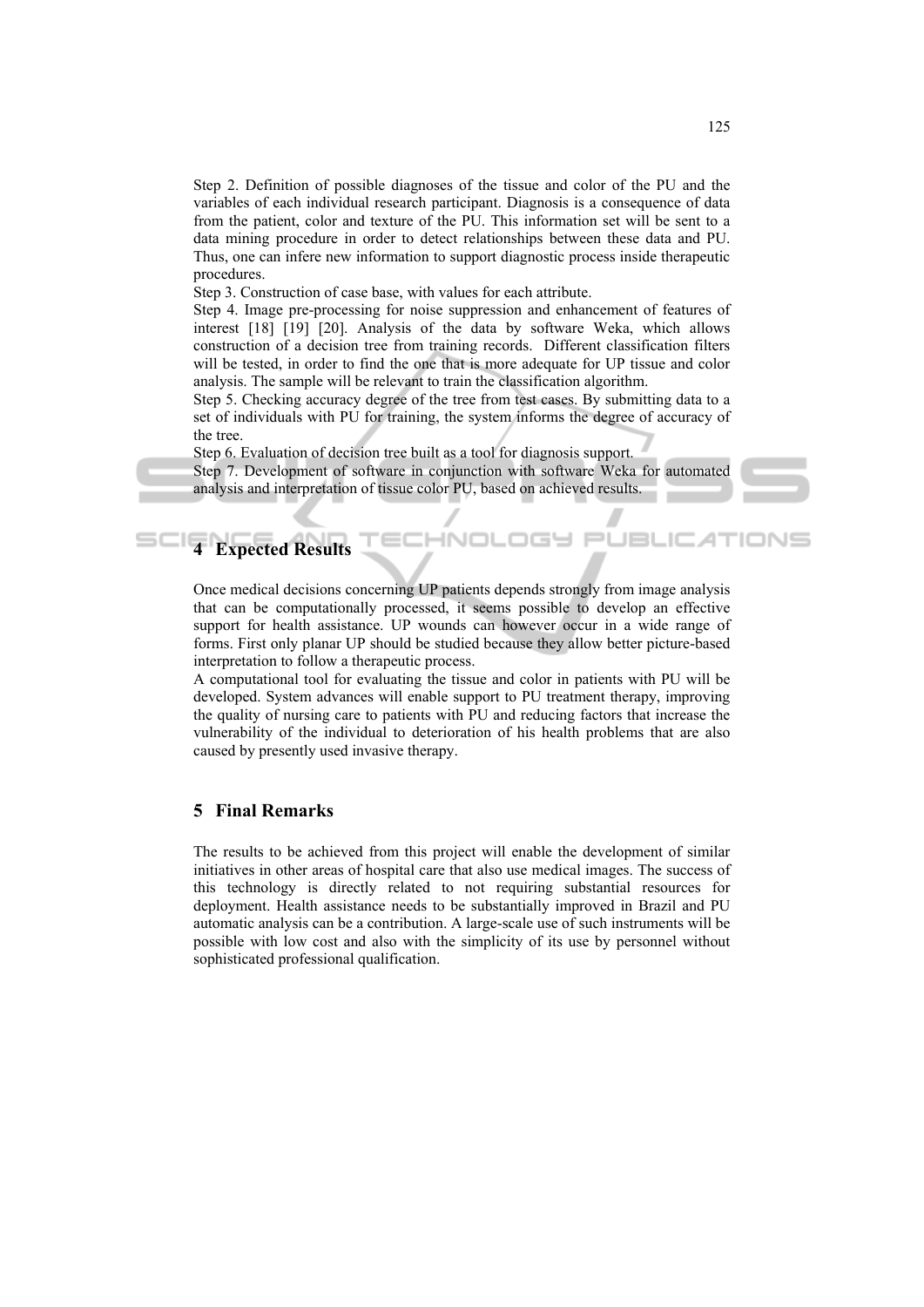Step 2. Definition of possible diagnoses of the tissue and color of the PU and the variables of each individual research participant. Diagnosis is a consequence of data from the patient, color and texture of the PU. This information set will be sent to a data mining procedure in order to detect relationships between these data and PU. Thus, one can infere new information to support diagnostic process inside therapeutic procedures.

Step 3. Construction of case base, with values for each attribute.

Step 4. Image pre-processing for noise suppression and enhancement of features of interest [18] [19] [20]. Analysis of the data by software Weka, which allows construction of a decision tree from training records. Different classification filters will be tested, in order to find the one that is more adequate for UP tissue and color analysis. The sample will be relevant to train the classification algorithm.

Step 5. Checking accuracy degree of the tree from test cases. By submitting data to a set of individuals with PU for training, the system informs the degree of accuracy of the tree.

Step 6. Evaluation of decision tree built as a tool for diagnosis support.

Step 7. Development of software in conjunction with software Weka for automated analysis and interpretation of tissue color PU, based on achieved results.

## 4 Expected Results

Once medical decisions concerning UP patients depends strongly from image analysis that can be computationally processed, it seems possible to develop an effective support for health assistance. UP wounds can however occur in a wide range of forms. First only planar UP should be studied because they allow better picture-based interpretation to follow a therapeutic process.

A computational tool for evaluating the tissue and color in patients with PU will be developed. System advances will enable support to PU treatment therapy, improving the quality of nursing care to patients with PU and reducing factors that increase the vulnerability of the individual to deterioration of his health problems that are also caused by presently used invasive therapy.

## 5 Final Remarks

The results to be achieved from this project will enable the development of similar initiatives in other areas of hospital care that also use medical images. The success of this technology is directly related to not requiring substantial resources for deployment. Health assistance needs to be substantially improved in Brazil and PU automatic analysis can be a contribution. A large-scale use of such instruments will be possible with low cost and also with the simplicity of its use by personnel without sophisticated professional qualification.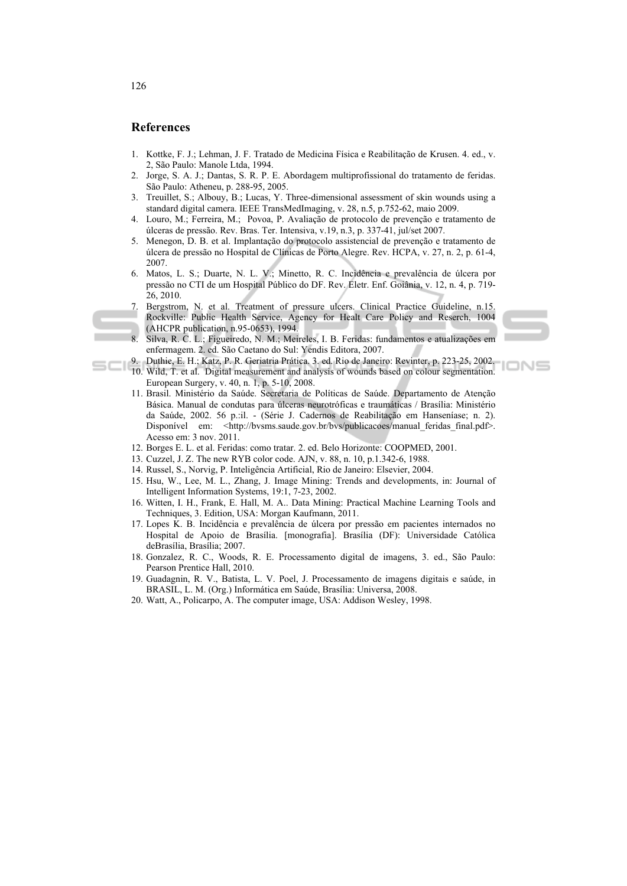## References

1. Kottke, F. J.; Lehman, J. F. Tratado de Medicina Física e Reabilitação de Krusen. 4. ed., v. 2, São Paulo: Manole Ltda, 1994.
2. Jorge, S. A. J.; Dantas, S. R. P. E. Abordagem multiprofissional do tratamento de feridas. São Paulo: Atheneu, p. 288-95, 2005.
3. Treuillet, S.; Albouy, B.; Lucas, Y. Three-dimensional assessment of skin wounds using a standard digital camera. IEEE TransMedImaging, v. 28, n.5, p.752-62, maio 2009.
4. Louro, M.; Ferreira, M.; Povoa, P. Avaliação de protocolo de prevenção e tratamento de úlceras de pressão. Rev. Bras. Ter. Intensiva, v.19, n.3, p. 337-41, jul/set 2007.
5. Menegon, D. B. et al. Implantação do protocolo assistencial de prevenção e tratamento de úlcera de pressão no Hospital de Clínicas de Porto Alegre. Rev. HCPA, v. 27, n. 2, p. 61-4, 2007.
6. Matos, L. S.; Duarte, N. L. V.; Minetto, R. C. Incidência e prevalência de úlcera por pressão no CTI de um Hospital Público do DF. Rev. Eletr. Enf. Goiânia, v. 12, n. 4, p. 719-26, 2010.
7. Bergstrom, N. et al. Treatment of pressure ulcers. Clinical Practice Guideline, n.15. Rockville: Public Health Service, Agency for Healt Care Policy and Reserch, 1004 (AHCPR publication, n.95-0653), 1994.
8. Silva, R. C. L.; Figueiredo, N. M.; Meireles, I. B. Feridas: fundamentos e atualizações em enfermagem. 2. ed. São Caetano do Sul: Yendis Editora, 2007.
9. Duthie, E. H.; Katz, P. R. Geriatria Prática. 3. ed. Rio de Janeiro: Revinter, p. 223-25, 2002.
10. Wild, T. et al. Digital measurement and analysis of wounds based on colour segmentation. European Surgery, v. 40, n. 1, p. 5-10, 2008.
11. Brasil. Ministério da Saúde. Secretaria de Políticas de Saúde. Departamento de Atenção Básica. Manual de condutas para úlceras neurotróficas e traumáticas / Brasília: Ministério da Saúde, 2002. 56 p.:il. - (Série J. Cadernos de Reabilitação em Hanseníase; n. 2). Disponível em: <http://bvsms.saude.gov.br/bvs/publicacoes/manual_feridas_final.pdf>. Acesso em: 3 nov. 2011.
12. Borges E. L. et al. Feridas: como tratar. 2. ed. Belo Horizonte: COOPMED, 2001.
13. Cuzzel, J. Z. The new RYB color code. AJN, v. 88, n. 10, p.1.342-6, 1988.
14. Russel, S., Norvig, P. Inteligência Artificial, Rio de Janeiro: Elsevier, 2004.
15. Hsu, W., Lee, M. L., Zhang, J. Image Mining: Trends and developments, in: Journal of Intelligent Information Systems, 19:1, 7-23, 2002.
16. Witten, I. H., Frank, E. Hall, M. A.. Data Mining: Practical Machine Learning Tools and Techniques, 3. Edition, USA: Morgan Kaufmann, 2011.
17. Lopes K. B. Incidência e prevalência de úlcera por pressão em pacientes internados no Hospital de Apoio de Brasília. [monografia]. Brasília (DF): Universidade Católica deBrasília, Brasília; 2007.
18. Gonzalez, R. C., Woods, R. E. Processamento digital de imagens, 3. ed., São Paulo: Pearson Prentice Hall, 2010.
19. Guadagnin, R. V., Batista, L. V. Poel, J. Processamento de imagens digitais e saúde, in BRASIL, L. M. (Org.) Informática em Saúde, Brasília: Universa, 2008.
20. Watt, A., Policarpo, A. The computer image, USA: Addison Wesley, 1998.